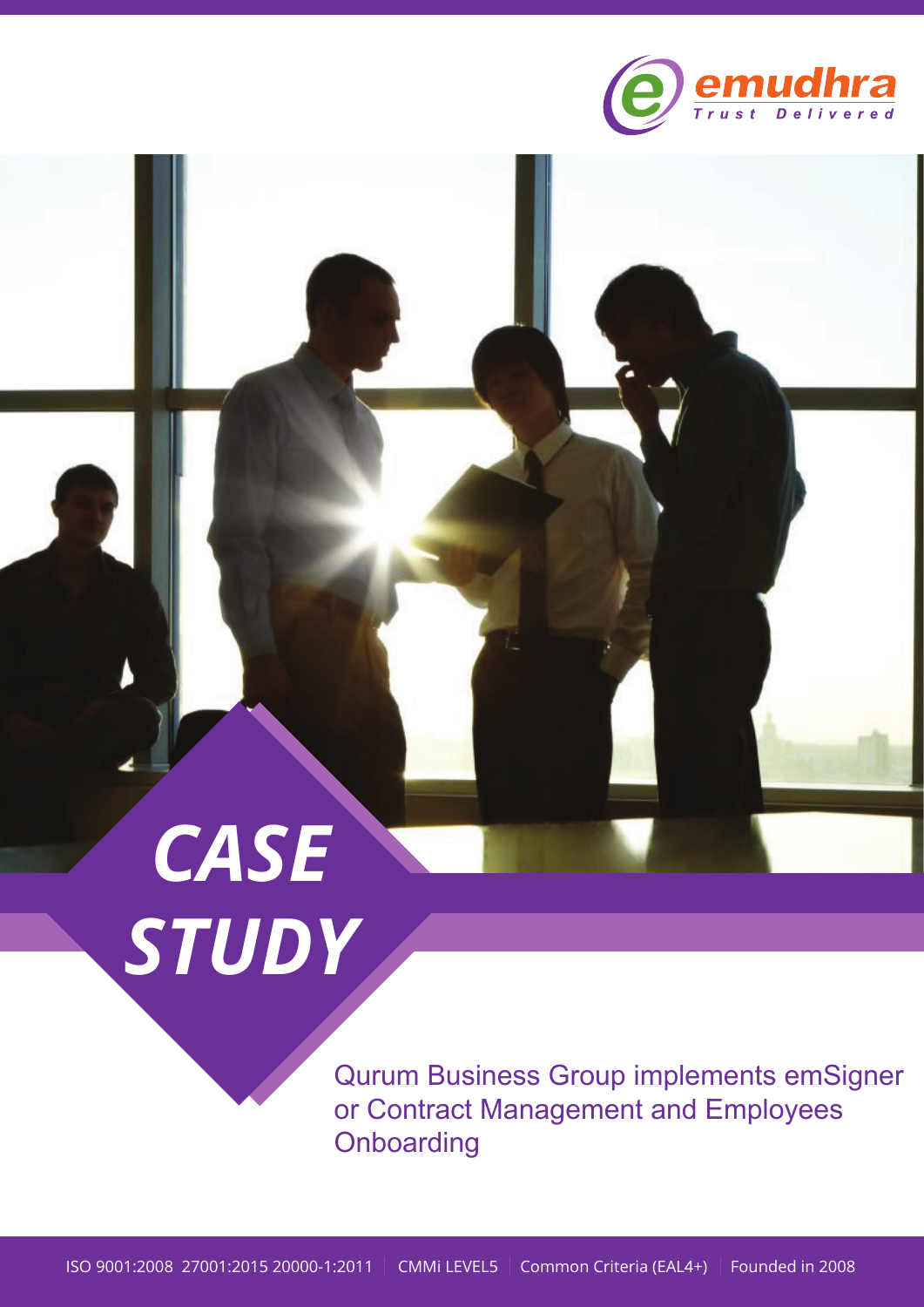emudhra

Trust Delivered

# CASE STUDY

Qurum Business Group implements emSigner or Contract Management and Employees Onboarding

ISO 9001:2008 27001:2015 20000-1:2011 | CMMi LEVEL5 | Common Criteria (EAL4+) | Founded in 2008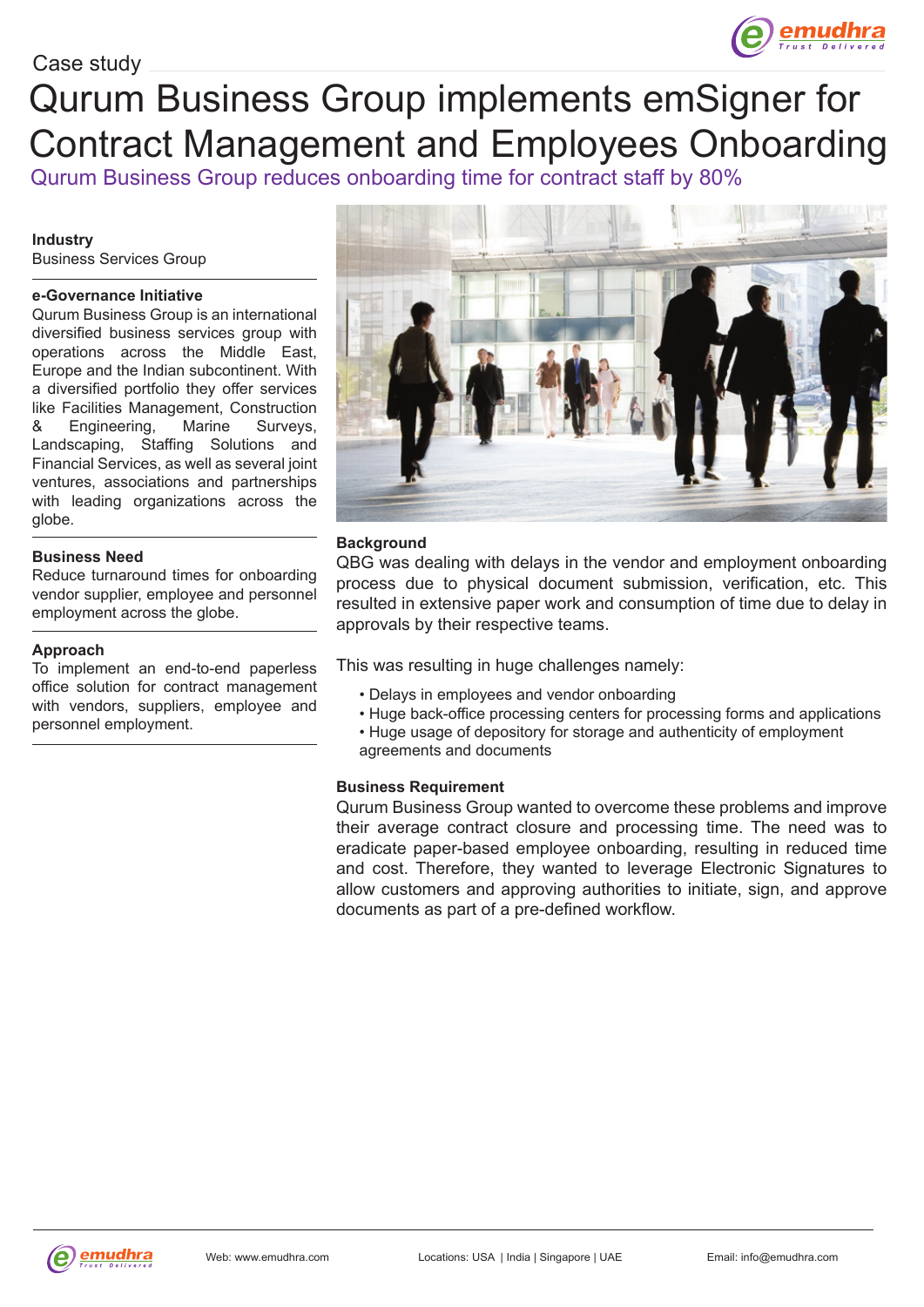Case study

# Qurum Business Group implements emSigner for Contract Management and Employees Onboarding

## Qurum Business Group reduces onboarding time for contract staff by 80%

**Industry**
Business Services Group

**e-Governance Initiative**
Qurum Business Group is an international diversified business services group with operations across the Middle East, Europe and the Indian subcontinent. With a diversified portfolio they offer services like Facilities Management, Construction & Engineering, Marine Surveys, Landscaping, Staffing Solutions and Financial Services, as well as several joint ventures, associations and partnerships with leading organizations across the globe.

**Business Need**
Reduce turnaround times for onboarding vendor supplier, employee and personnel employment across the globe.

**Approach**
To implement an end-to-end paperless office solution for contract management with vendors, suppliers, employee and personnel employment.

**Background**
QBG was dealing with delays in the vendor and employment onboarding process due to physical document submission, verification, etc. This resulted in extensive paper work and consumption of time due to delay in approvals by their respective teams.

This was resulting in huge challenges namely:

- Delays in employees and vendor onboarding
- Huge back-office processing centers for processing forms and applications
- Huge usage of depository for storage and authenticity of employment agreements and documents

**Business Requirement**
Qurum Business Group wanted to overcome these problems and improve their average contract closure and processing time. The need was to eradicate paper-based employee onboarding, resulting in reduced time and cost. Therefore, they wanted to leverage Electronic Signatures to allow customers and approving authorities to initiate, sign, and approve documents as part of a pre-defined workflow.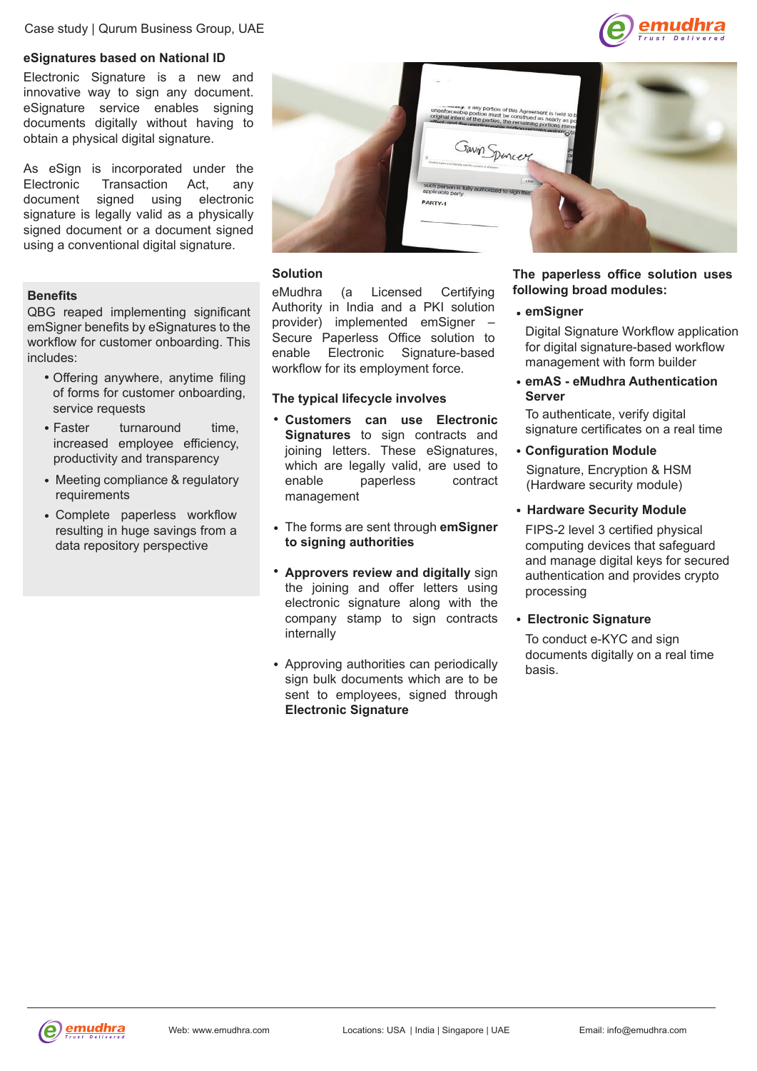Case study | Qurum Business Group, UAE

### eSignatures based on National ID

Electronic Signature is a new and innovative way to sign any document. eSignature service enables signing documents digitally without having to obtain a physical digital signature.

As eSign is incorporated under the Electronic Transaction Act, any document signed using electronic signature is legally valid as a physically signed document or a document signed using a conventional digital signature.

### Benefits

QBG reaped implementing significant emSigner benefits by eSignatures to the workflow for customer onboarding. This includes:

- Offering anywhere, anytime filing of forms for customer onboarding, service requests
- Faster turnaround time, increased employee efficiency, productivity and transparency
- Meeting compliance & regulatory requirements
- Complete paperless workflow resulting in huge savings from a data repository perspective

### Solution

eMudhra (a Licensed Certifying Authority in India and a PKI solution provider) implemented emSigner – Secure Paperless Office solution to enable Electronic Signature-based workflow for its employment force.

### The typical lifecycle involves

- **Customers can use Electronic Signatures** to sign contracts and joining letters. These eSignatures, which are legally valid, are used to enable paperless contract management
- The forms are sent through **emSigner to signing authorities**
- **Approvers review and digitally** sign the joining and offer letters using electronic signature along with the company stamp to sign contracts internally
- Approving authorities can periodically sign bulk documents which are to be sent to employees, signed through **Electronic Signature**

### The paperless office solution uses following broad modules:

- **emSigner**

  Digital Signature Workflow application for digital signature-based workflow management with form builder
- **emAS - eMudhra Authentication Server**

  To authenticate, verify digital signature certificates on a real time
- **Configuration Module**

  Signature, Encryption & HSM (Hardware security module)
- **Hardware Security Module**

  FIPS-2 level 3 certified physical computing devices that safeguard and manage digital keys for secured authentication and provides crypto processing
- **Electronic Signature**

  To conduct e-KYC and sign documents digitally on a real time basis.

Web: www.emudhra.com Locations: USA | India | Singapore | UAE Email: info@emudhra.com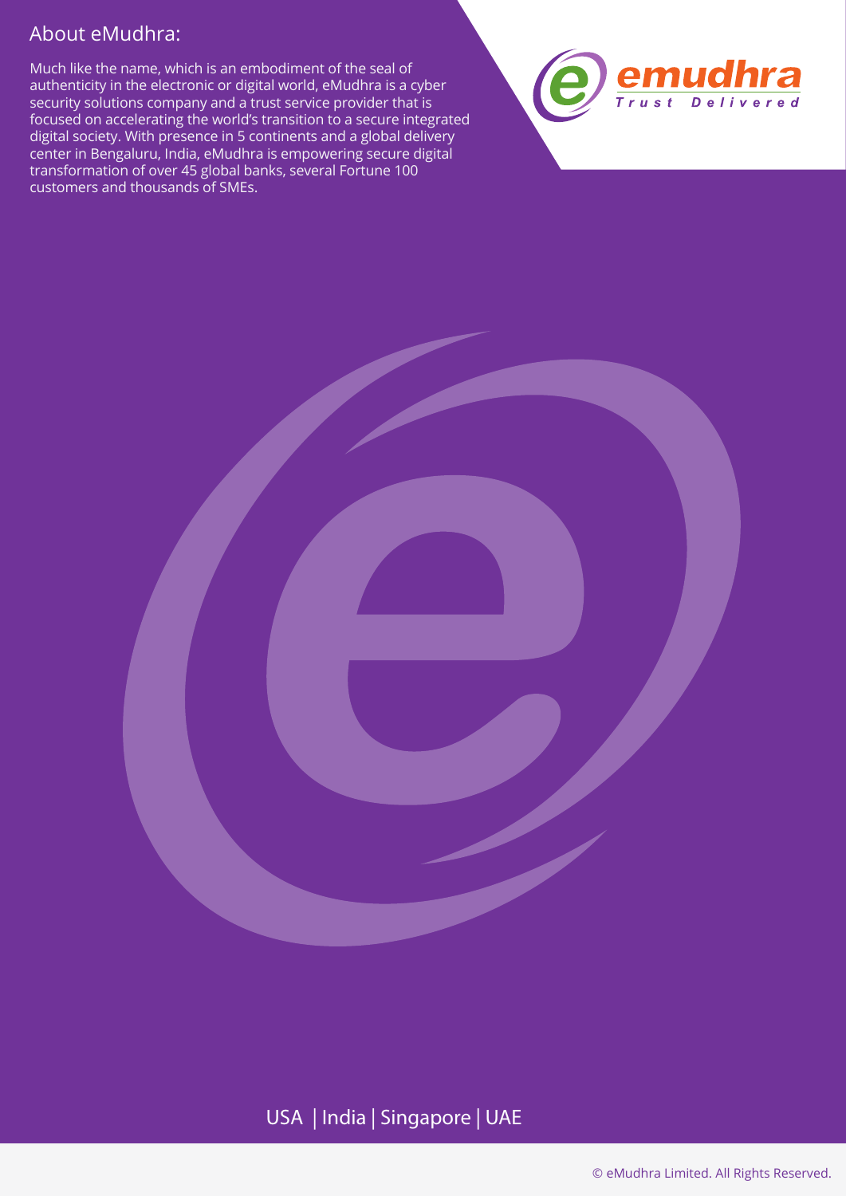## About eMudhra:

Much like the name, which is an embodiment of the seal of authenticity in the electronic or digital world, eMudhra is a cyber security solutions company and a trust service provider that is focused on accelerating the world's transition to a secure integrated digital society. With presence in 5 continents and a global delivery center in Bengaluru, India, eMudhra is empowering secure digital transformation of over 45 global banks, several Fortune 100 customers and thousands of SMEs.

emudhra
Trust Delivered

USA | India | Singapore | UAE

© eMudhra Limited. All Rights Reserved.